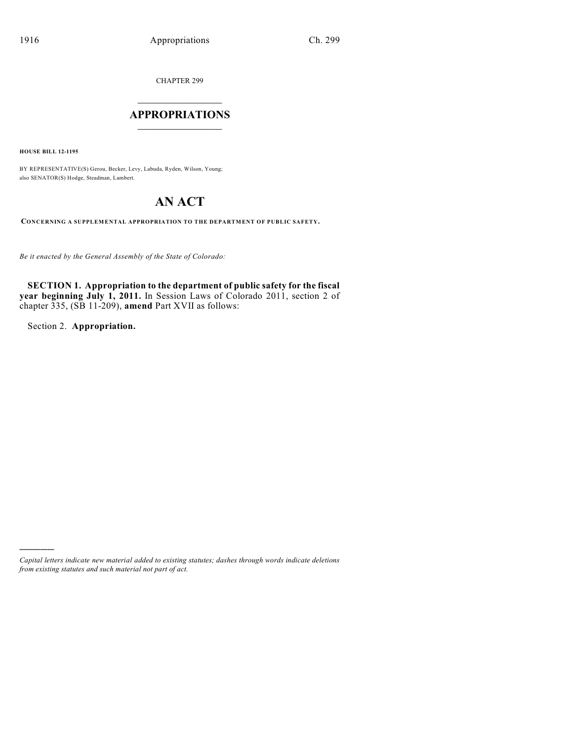CHAPTER 299

## APPROPRIATIONS

**HOUSE BILL 12-1195**

BY REPRESENTATIVE(S) Gerou, Becker, Levy, Labuda, Ryden, Wilson, Young; also SENATOR(S) Hodge, Steadman, Lambert.

# AN ACT

**CONCERNING A SUPPLEMENTAL APPROPRIATION TO THE DEPARTMENT OF PUBLIC SAFETY.**

*Be it enacted by the General Assembly of the State of Colorado:*

**SECTION 1. Appropriation to the department of public safety for the fiscal year beginning July 1, 2011.** In Session Laws of Colorado 2011, section 2 of chapter 335, (SB 11-209), **amend** Part XVII as follows:

Section 2. **Appropriation.**

---

*Capital letters indicate new material added to existing statutes; dashes through words indicate deletions from existing statutes and such material not part of act.*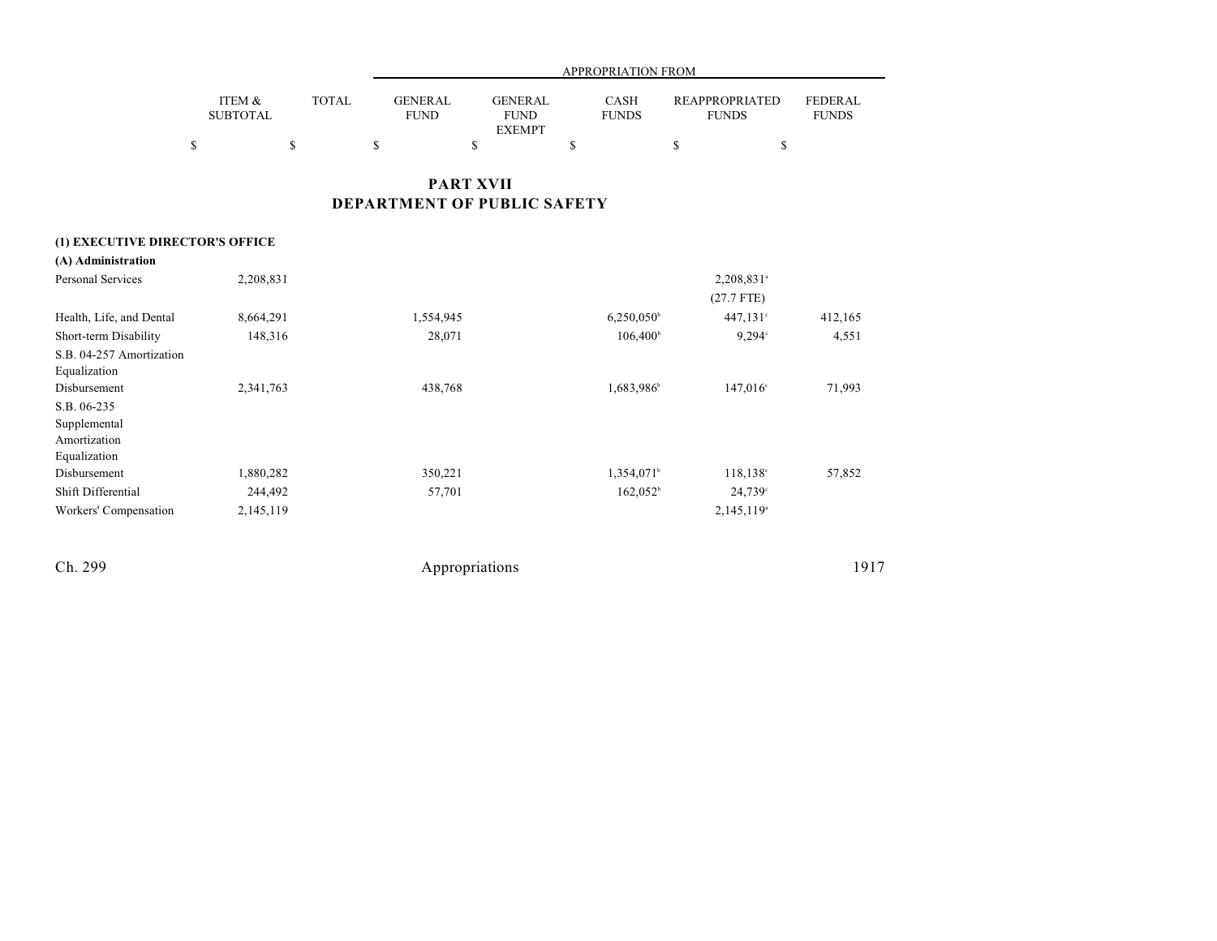| | ITEM & SUBTOTAL | TOTAL | APPROPRIATION FROM GENERAL FUND | GENERAL FUND EXEMPT | CASH FUNDS | REAPPROPRIATED FUNDS | FEDERAL FUNDS |
|---|---|---|---|---|---|---|---|
| | $ | $ | $ | $ | $ | $ | $ |

# PART XVII
# DEPARTMENT OF PUBLIC SAFETY

| | ITEM & SUBTOTAL | TOTAL | GENERAL FUND | GENERAL FUND EXEMPT | CASH FUNDS | REAPPROPRIATED FUNDS | FEDERAL FUNDS |
|---|---|---|---|---|---|---|---|
| **(1) EXECUTIVE DIRECTOR'S OFFICE** | | | | | | | |
| **(A) Administration** | | | | | | | |
| Personal Services | 2,208,831 | | | | | 2,208,831[a] | |
| | | | | | | (27.7 FTE) | |
| Health, Life, and Dental | 8,664,291 | | 1,554,945 | | 6,250,050[b] | 447,131[c] | 412,165 |
| Short-term Disability | 148,316 | | 28,071 | | 106,400[b] | 9,294[c] | 4,551 |
| S.B. 04-257 Amortization Equalization Disbursement | 2,341,763 | | 438,768 | | 1,683,986[b] | 147,016[c] | 71,993 |
| S.B. 06-235 Supplemental Amortization Equalization Disbursement | 1,880,282 | | 350,221 | | 1,354,071[b] | 118,138[c] | 57,852 |
| Shift Differential | 244,492 | | 57,701 | | 162,052[b] | 24,739[c] | |
| Workers' Compensation | 2,145,119 | | | | | 2,145,119[a] | |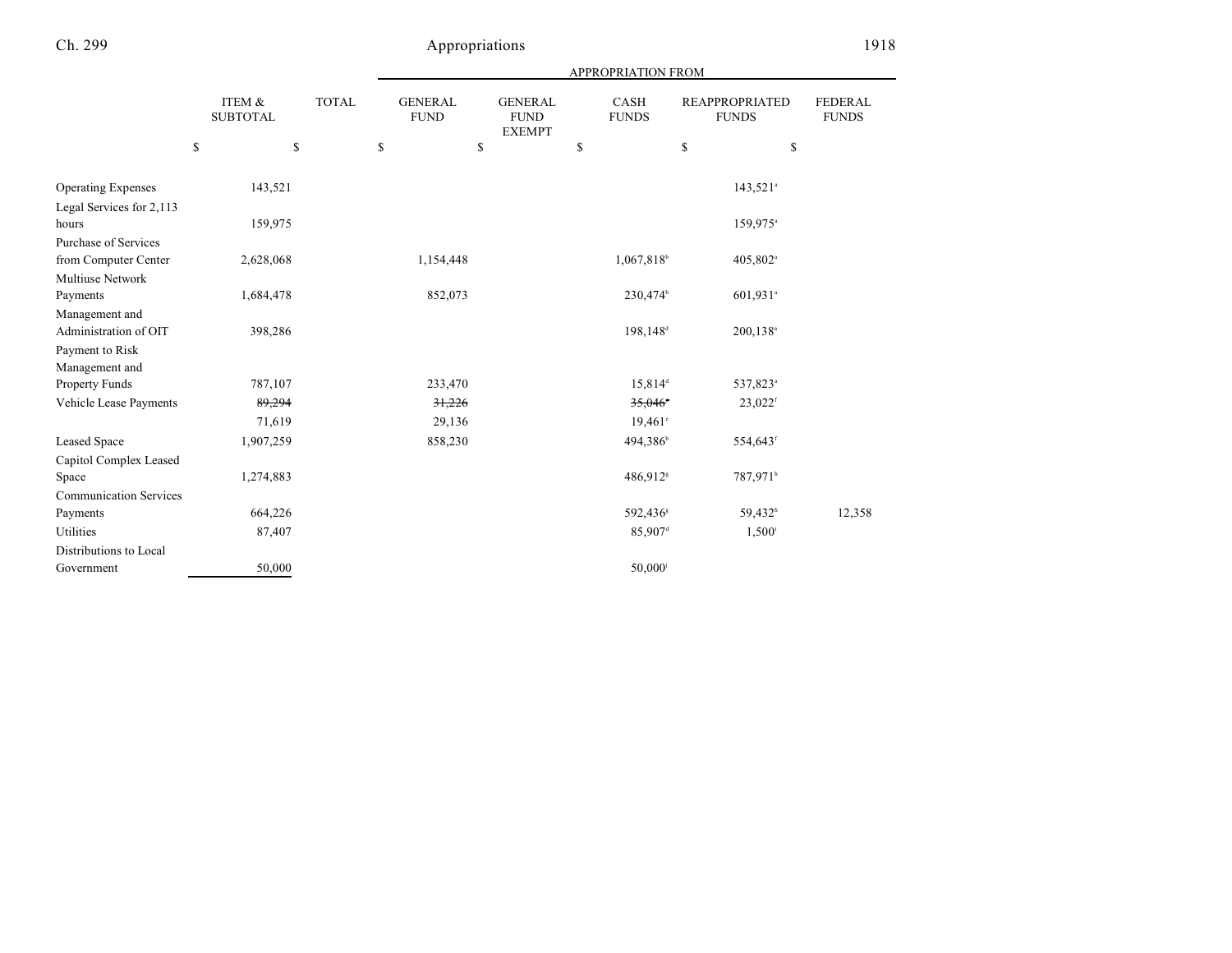| | ITEM & SUBTOTAL | TOTAL | APPROPRIATION FROM GENERAL FUND | GENERAL FUND EXEMPT | CASH FUNDS | REAPPROPRIATED FUNDS | FEDERAL FUNDS |
|---|---|---|---|---|---|---|---|
| | $ | $ | $ | $ | $ | $ | $ |
| Operating Expenses | 143,521 | | | | | 143,521[a] | |
| Legal Services for 2,113 hours | 159,975 | | | | | 159,975[a] | |
| Purchase of Services from Computer Center | 2,628,068 | | 1,154,448 | | 1,067,818[b] | 405,802[a] | |
| Multiuse Network Payments | 1,684,478 | | 852,073 | | 230,474[b] | 601,931[a] | |
| Management and Administration of OIT | 398,286 | | | | 198,148[d] | 200,138[a] | |
| Payment to Risk Management and Property Funds | 787,107 | | 233,470 | | 15,814[d] | 537,823[a] | |
| Vehicle Lease Payments | ~~89,294~~ | | ~~31,226~~ | | ~~35,046~~[e] | 23,022[f] | |
| | 71,619 | | 29,136 | | 19,461[e] | | |
| Leased Space | 1,907,259 | | 858,230 | | 494,386[b] | 554,643[f] | |
| Capitol Complex Leased Space | 1,274,883 | | | | 486,912[g] | 787,971[h] | |
| Communication Services Payments | 664,226 | | | | 592,436[g] | 59,432[h] | 12,358 |
| Utilities | 87,407 | | | | 85,907[d] | 1,500[i] | |
| Distributions to Local Government | 50,000 | | | | 50,000[j] | | |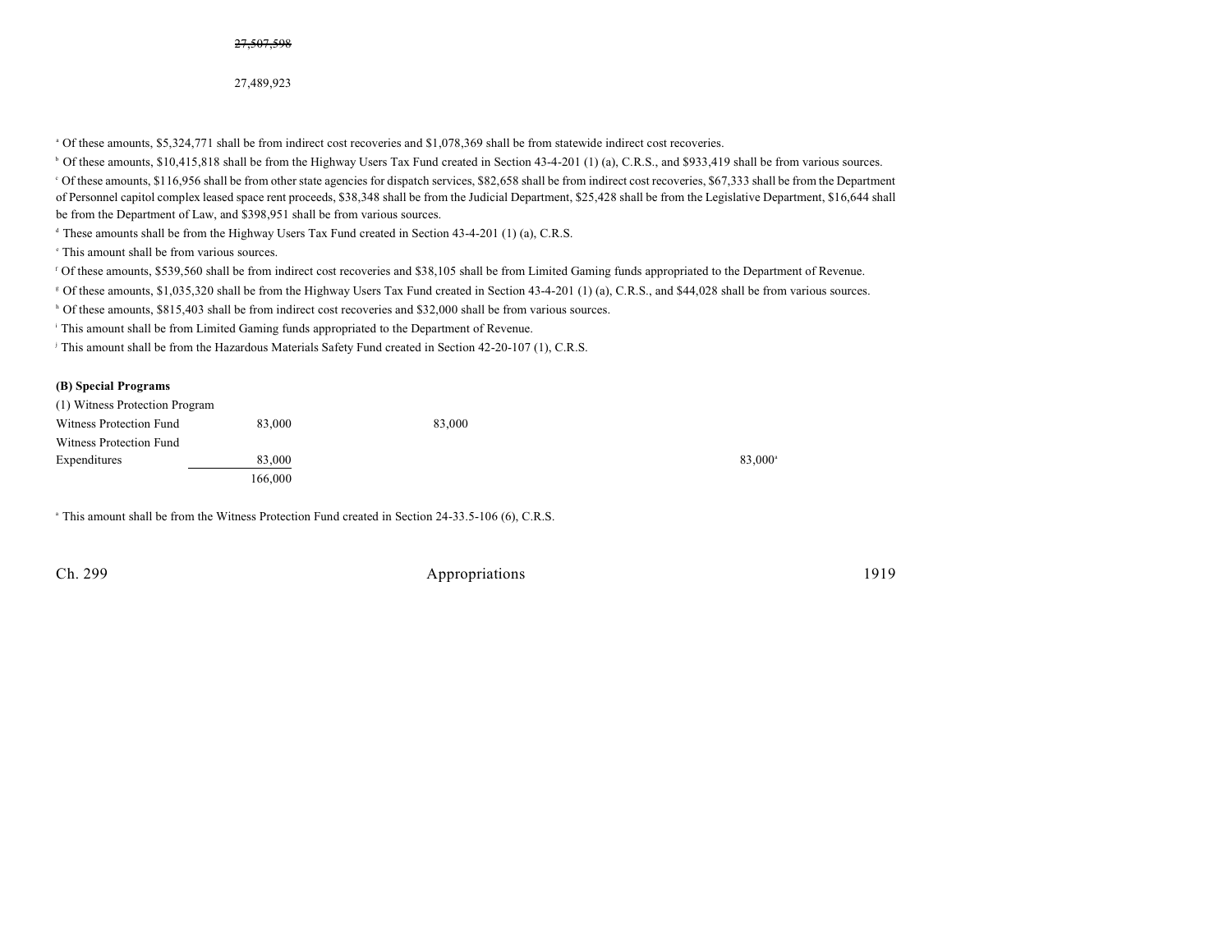~~27,507,598~~

27,489,923

[a] Of these amounts, $5,324,771 shall be from indirect cost recoveries and $1,078,369 shall be from statewide indirect cost recoveries.

[b] Of these amounts, $10,415,818 shall be from the Highway Users Tax Fund created in Section 43-4-201 (1) (a), C.R.S., and $933,419 shall be from various sources.

[c] Of these amounts, $116,956 shall be from other state agencies for dispatch services, $82,658 shall be from indirect cost recoveries, $67,333 shall be from the Department of Personnel capitol complex leased space rent proceeds, $38,348 shall be from the Judicial Department, $25,428 shall be from the Legislative Department, $16,644 shall be from the Department of Law, and $398,951 shall be from various sources.

[d] These amounts shall be from the Highway Users Tax Fund created in Section 43-4-201 (1) (a), C.R.S.

[e] This amount shall be from various sources.

[f] Of these amounts, $539,560 shall be from indirect cost recoveries and $38,105 shall be from Limited Gaming funds appropriated to the Department of Revenue.

[g] Of these amounts, $1,035,320 shall be from the Highway Users Tax Fund created in Section 43-4-201 (1) (a), C.R.S., and $44,028 shall be from various sources.

[h] Of these amounts, $815,403 shall be from indirect cost recoveries and $32,000 shall be from various sources.

[i] This amount shall be from Limited Gaming funds appropriated to the Department of Revenue.

[j] This amount shall be from the Hazardous Materials Safety Fund created in Section 42-20-107 (1), C.R.S.

**(B) Special Programs**

| | | | | |
|---|---|---|---|---|
| (1) Witness Protection Program | | | | |
| Witness Protection Fund | 83,000 | 83,000 | | |
| Witness Protection Fund Expenditures | 83,000 | | | 83,000[a] |
| | 166,000 | | | |

[a] This amount shall be from the Witness Protection Fund created in Section 24-33.5-106 (6), C.R.S.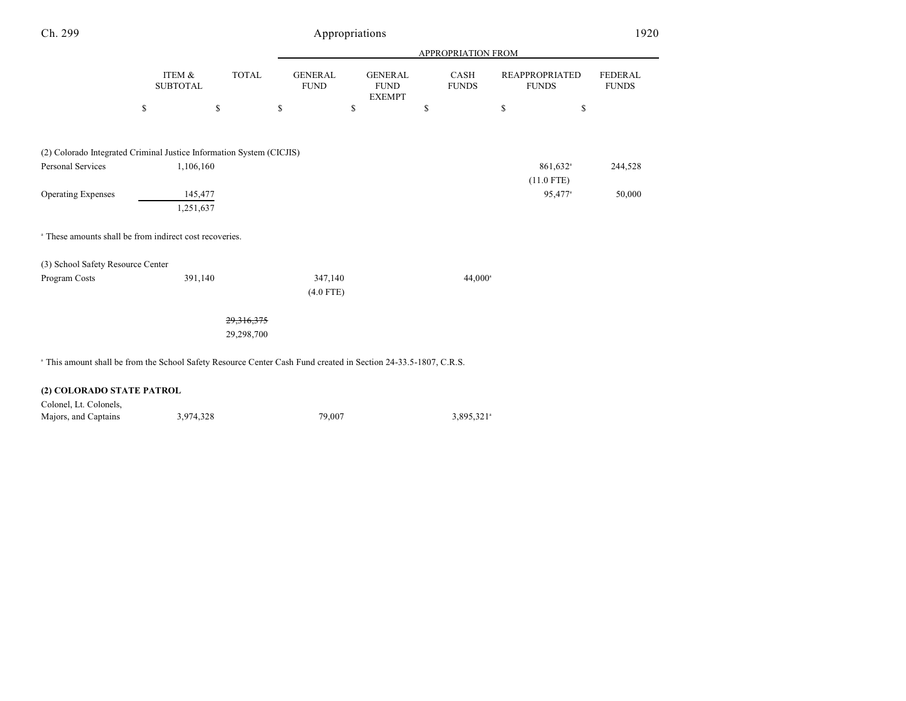| | ITEM & SUBTOTAL | TOTAL | APPROPRIATION FROM GENERAL FUND | GENERAL FUND EXEMPT | CASH FUNDS | REAPPROPRIATED FUNDS | FEDERAL FUNDS |
|---|---|---|---|---|---|---|---|
| | $ | $ | $ | $ | $ | $ | $ |
| (2) Colorado Integrated Criminal Justice Information System (CICJIS) | | | | | | | |
| Personal Services | 1,106,160 | | | | | 861,632[a] | 244,528 |
| | | | | | | (11.0 FTE) | |
| Operating Expenses | 145,477 | | | | | 95,477[a] | 50,000 |
| | 1,251,637 | | | | | | |

[a] These amounts shall be from indirect cost recoveries.

| | ITEM & SUBTOTAL | TOTAL | GENERAL FUND | GENERAL FUND EXEMPT | CASH FUNDS | REAPPROPRIATED FUNDS | FEDERAL FUNDS |
|---|---|---|---|---|---|---|---|
| (3) School Safety Resource Center | | | | | | | |
| Program Costs | 391,140 | | 347,140 | | 44,000[a] | | |
| | | | (4.0 FTE) | | | | |
| | | ~~29,316,375~~ | | | | | |
| | | 29,298,700 | | | | | |

[a] This amount shall be from the School Safety Resource Center Cash Fund created in Section 24-33.5-1807, C.R.S.

**(2) COLORADO STATE PATROL**

| | ITEM & SUBTOTAL | TOTAL | GENERAL FUND | GENERAL FUND EXEMPT | CASH FUNDS | REAPPROPRIATED FUNDS | FEDERAL FUNDS |
|---|---|---|---|---|---|---|---|
| Colonel, Lt. Colonels, Majors, and Captains | 3,974,328 | | 79,007 | | 3,895,321[a] | | |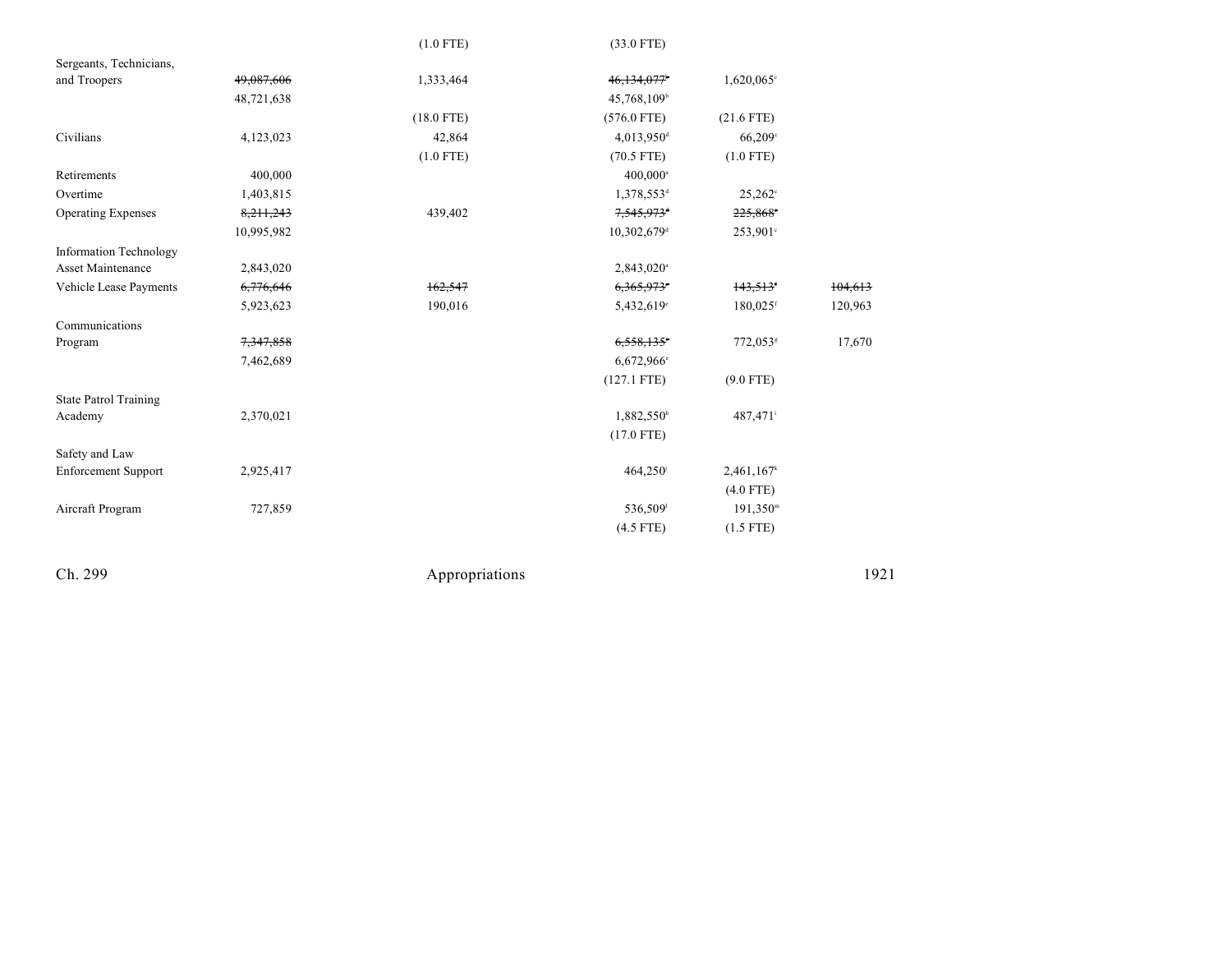| | | | | | |
|---|---|---|---|---|---|
| | | (1.0 FTE) | (33.0 FTE) | | |
| Sergeants, Technicians, and Troopers | ~~49,087,606~~ | 1,333,464 | ~~46,134,077~~[b] | 1,620,065[c] | |
| | 48,721,638 | | 45,768,109[b] | | |
| | | (18.0 FTE) | (576.0 FTE) | (21.6 FTE) | |
| Civilians | 4,123,023 | 42,864 | 4,013,950[d] | 66,209[c] | |
| | | (1.0 FTE) | (70.5 FTE) | (1.0 FTE) | |
| Retirements | 400,000 | | 400,000[a] | | |
| Overtime | 1,403,815 | | 1,378,553[d] | 25,262[c] | |
| Operating Expenses | ~~8,211,243~~ | 439,402 | ~~7,545,973~~[d] | ~~225,868~~[c] | |
| | 10,995,982 | | 10,302,679[d] | 253,901[c] | |
| Information Technology Asset Maintenance | 2,843,020 | | 2,843,020[a] | | |
| Vehicle Lease Payments | ~~6,776,646~~ | ~~162,547~~ | ~~6,365,973~~[e] | ~~143,513~~[f] | ~~104,613~~ |
| | 5,923,623 | 190,016 | 5,432,619[e] | 180,025[f] | 120,963 |
| Communications Program | ~~7,347,858~~ | | ~~6,558,135~~[e] | 772,053[g] | 17,670 |
| | 7,462,689 | | 6,672,966[e] | | |
| | | | (127.1 FTE) | (9.0 FTE) | |
| State Patrol Training Academy | 2,370,021 | | 1,882,550[h] | 487,471[i] | |
| | | | (17.0 FTE) | | |
| Safety and Law Enforcement Support | 2,925,417 | | 464,250[j] | 2,461,167[k] | |
| | | | | (4.0 FTE) | |
| Aircraft Program | 727,859 | | 536,509[l] | 191,350[m] | |
| | | | (4.5 FTE) | (1.5 FTE) | |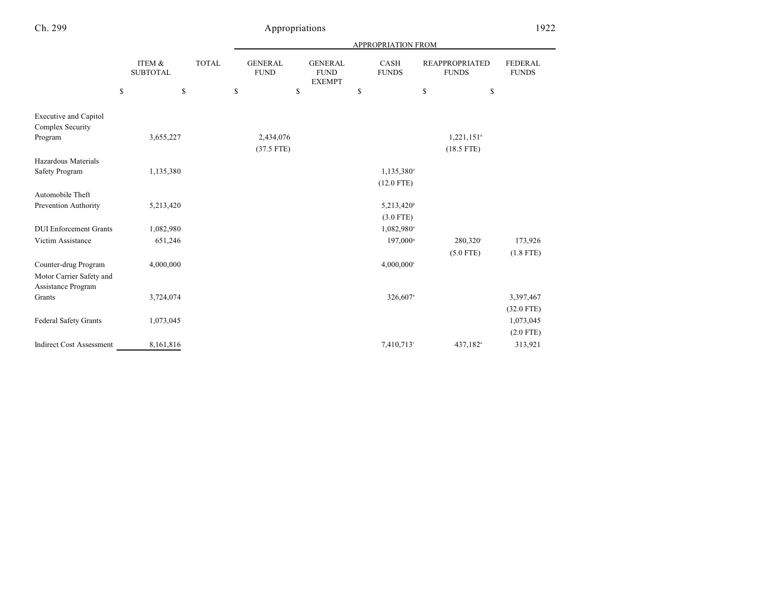| | ITEM & SUBTOTAL | TOTAL | APPROPRIATION FROM | | | | |
|---|---|---|---|---|---|---|---|
| | | | GENERAL FUND | GENERAL FUND EXEMPT | CASH FUNDS | REAPPROPRIATED FUNDS | FEDERAL FUNDS |
| | $ | $ | $ | $ | $ | $ | $ |
| Executive and Capitol Complex Security Program | 3,655,227 | | 2,434,076 (37.5 FTE) | | | 1,221,151[n] (18.5 FTE) | |
| Hazardous Materials Safety Program | 1,135,380 | | | | 1,135,380[o] (12.0 FTE) | | |
| Automobile Theft Prevention Authority | 5,213,420 | | | | 5,213,420[p] (3.0 FTE) | | |
| DUI Enforcement Grants | 1,082,980 | | | | 1,082,980[a] | | |
| Victim Assistance | 651,246 | | | | 197,000[q] | 280,320[r] (5.0 FTE) | 173,926 (1.8 FTE) |
| Counter-drug Program | 4,000,000 | | | | 4,000,000[s] | | |
| Motor Carrier Safety and Assistance Program Grants | 3,724,074 | | | | 326,607[a] | | 3,397,467 (32.0 FTE) |
| Federal Safety Grants | 1,073,045 | | | | | | 1,073,045 (2.0 FTE) |
| Indirect Cost Assessment | 8,161,816 | | | | 7,410,713[t] | 437,182[u] | 313,921 |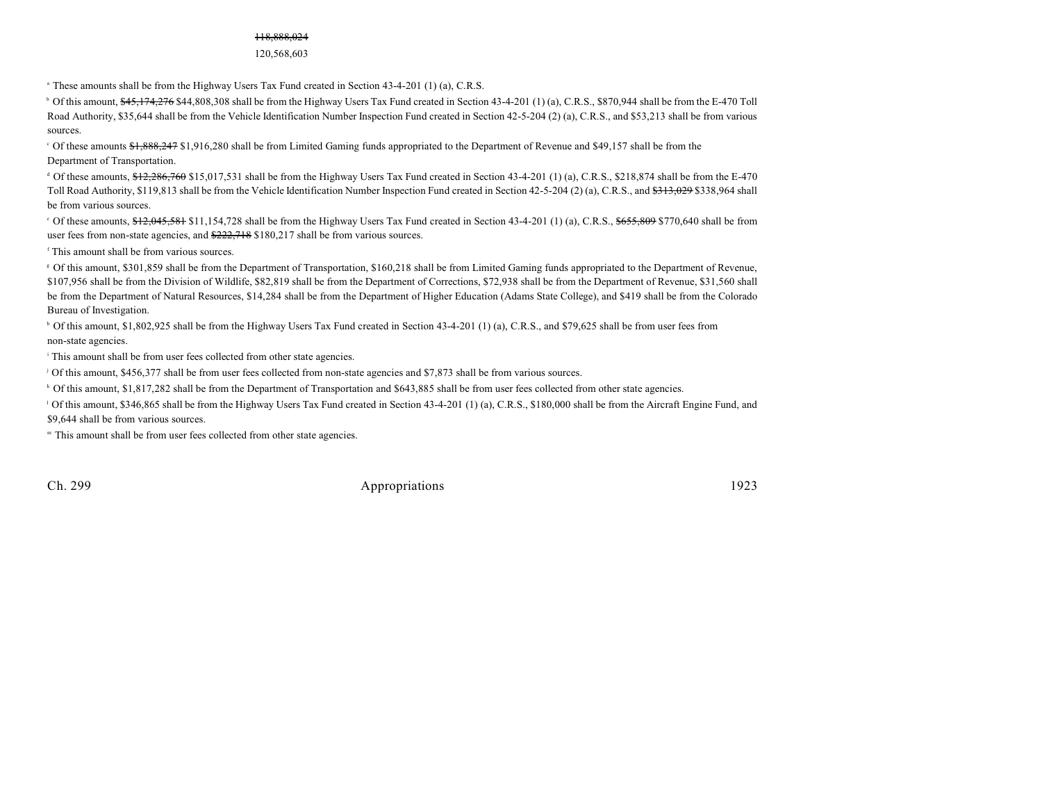~~118,888,024~~
120,568,603

[a] These amounts shall be from the Highway Users Tax Fund created in Section 43-4-201 (1) (a), C.R.S.

[b] Of this amount, ~~$45,174,276~~ $44,808,308 shall be from the Highway Users Tax Fund created in Section 43-4-201 (1) (a), C.R.S., $870,944 shall be from the E-470 Toll Road Authority, $35,644 shall be from the Vehicle Identification Number Inspection Fund created in Section 42-5-204 (2) (a), C.R.S., and $53,213 shall be from various sources.

[c] Of these amounts ~~$1,888,247~~ $1,916,280 shall be from Limited Gaming funds appropriated to the Department of Revenue and $49,157 shall be from the Department of Transportation.

[d] Of these amounts, ~~$12,286,760~~ $15,017,531 shall be from the Highway Users Tax Fund created in Section 43-4-201 (1) (a), C.R.S., $218,874 shall be from the E-470 Toll Road Authority, $119,813 shall be from the Vehicle Identification Number Inspection Fund created in Section 42-5-204 (2) (a), C.R.S., and ~~$313,029~~ $338,964 shall be from various sources.

[e] Of these amounts, ~~$12,045,581~~ $11,154,728 shall be from the Highway Users Tax Fund created in Section 43-4-201 (1) (a), C.R.S., ~~$655,809~~ $770,640 shall be from user fees from non-state agencies, and ~~$222,718~~ $180,217 shall be from various sources.

[f] This amount shall be from various sources.

[g] Of this amount, $301,859 shall be from the Department of Transportation, $160,218 shall be from Limited Gaming funds appropriated to the Department of Revenue, $107,956 shall be from the Division of Wildlife, $82,819 shall be from the Department of Corrections, $72,938 shall be from the Department of Revenue, $31,560 shall be from the Department of Natural Resources, $14,284 shall be from the Department of Higher Education (Adams State College), and $419 shall be from the Colorado Bureau of Investigation.

[h] Of this amount, $1,802,925 shall be from the Highway Users Tax Fund created in Section 43-4-201 (1) (a), C.R.S., and $79,625 shall be from user fees from non-state agencies.

[i] This amount shall be from user fees collected from other state agencies.

[j] Of this amount, $456,377 shall be from user fees collected from non-state agencies and $7,873 shall be from various sources.

[k] Of this amount, $1,817,282 shall be from the Department of Transportation and $643,885 shall be from user fees collected from other state agencies.

[l] Of this amount, $346,865 shall be from the Highway Users Tax Fund created in Section 43-4-201 (1) (a), C.R.S., $180,000 shall be from the Aircraft Engine Fund, and $9,644 shall be from various sources.

[m] This amount shall be from user fees collected from other state agencies.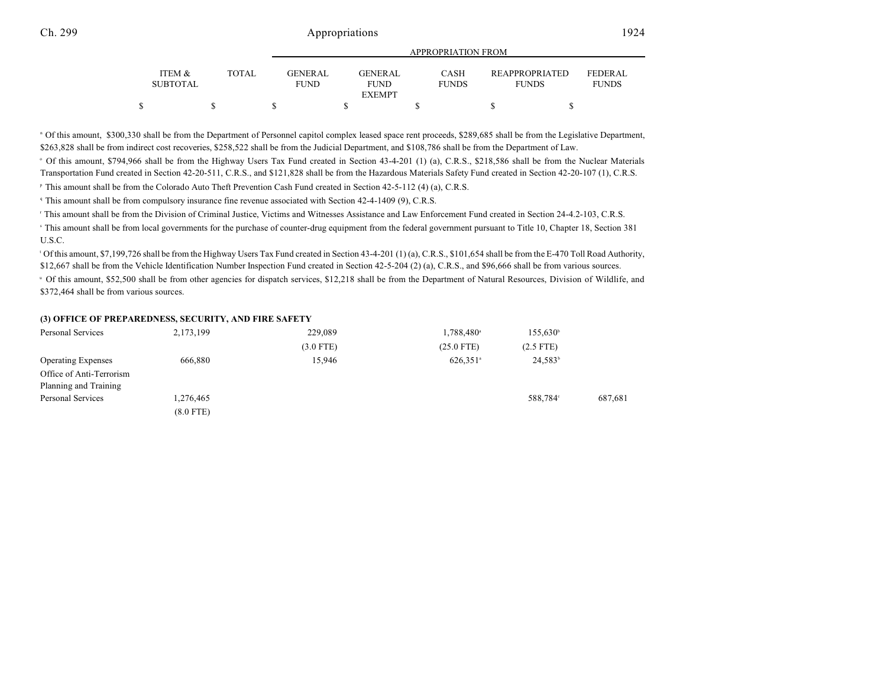| | ITEM & SUBTOTAL | TOTAL | GENERAL FUND | GENERAL FUND EXEMPT | CASH FUNDS | REAPPROPRIATED FUNDS | FEDERAL FUNDS |
|---|---|---|---|---|---|---|---|
| | | | APPROPRIATION FROM | | | | |
| | $ | $ | $ | $ | $ | $ | $ |

[n] Of this amount, $300,330 shall be from the Department of Personnel capitol complex leased space rent proceeds, $289,685 shall be from the Legislative Department, $263,828 shall be from indirect cost recoveries, $258,522 shall be from the Judicial Department, and $108,786 shall be from the Department of Law.

[o] Of this amount, $794,966 shall be from the Highway Users Tax Fund created in Section 43-4-201 (1) (a), C.R.S., $218,586 shall be from the Nuclear Materials Transportation Fund created in Section 42-20-511, C.R.S., and $121,828 shall be from the Hazardous Materials Safety Fund created in Section 42-20-107 (1), C.R.S.

[p] This amount shall be from the Colorado Auto Theft Prevention Cash Fund created in Section 42-5-112 (4) (a), C.R.S.

[q] This amount shall be from compulsory insurance fine revenue associated with Section 42-4-1409 (9), C.R.S.

[r] This amount shall be from the Division of Criminal Justice, Victims and Witnesses Assistance and Law Enforcement Fund created in Section 24-4.2-103, C.R.S.

[s] This amount shall be from local governments for the purchase of counter-drug equipment from the federal government pursuant to Title 10, Chapter 18, Section 381 U.S.C.

[t] Of this amount, $7,199,726 shall be from the Highway Users Tax Fund created in Section 43-4-201 (1) (a), C.R.S., $101,654 shall be from the E-470 Toll Road Authority, $12,667 shall be from the Vehicle Identification Number Inspection Fund created in Section 42-5-204 (2) (a), C.R.S., and $96,666 shall be from various sources.

[u] Of this amount, $52,500 shall be from other agencies for dispatch services, $12,218 shall be from the Department of Natural Resources, Division of Wildlife, and $372,464 shall be from various sources.

**(3) OFFICE OF PREPAREDNESS, SECURITY, AND FIRE SAFETY**

| | ITEM & SUBTOTAL | TOTAL | GENERAL FUND | GENERAL FUND EXEMPT | CASH FUNDS | REAPPROPRIATED FUNDS | FEDERAL FUNDS |
|---|---|---|---|---|---|---|---|
| Personal Services | 2,173,199 | | 229,089 | | 1,788,480[a] | 155,630[b] | |
| | | | (3.0 FTE) | | (25.0 FTE) | (2.5 FTE) | |
| Operating Expenses | 666,880 | | 15,946 | | 626,351[a] | 24,583[b] | |
| Office of Anti-Terrorism Planning and Training Personal Services | 1,276,465 | | | | | 588,784[c] | 687,681 |
| | (8.0 FTE) | | | | | | |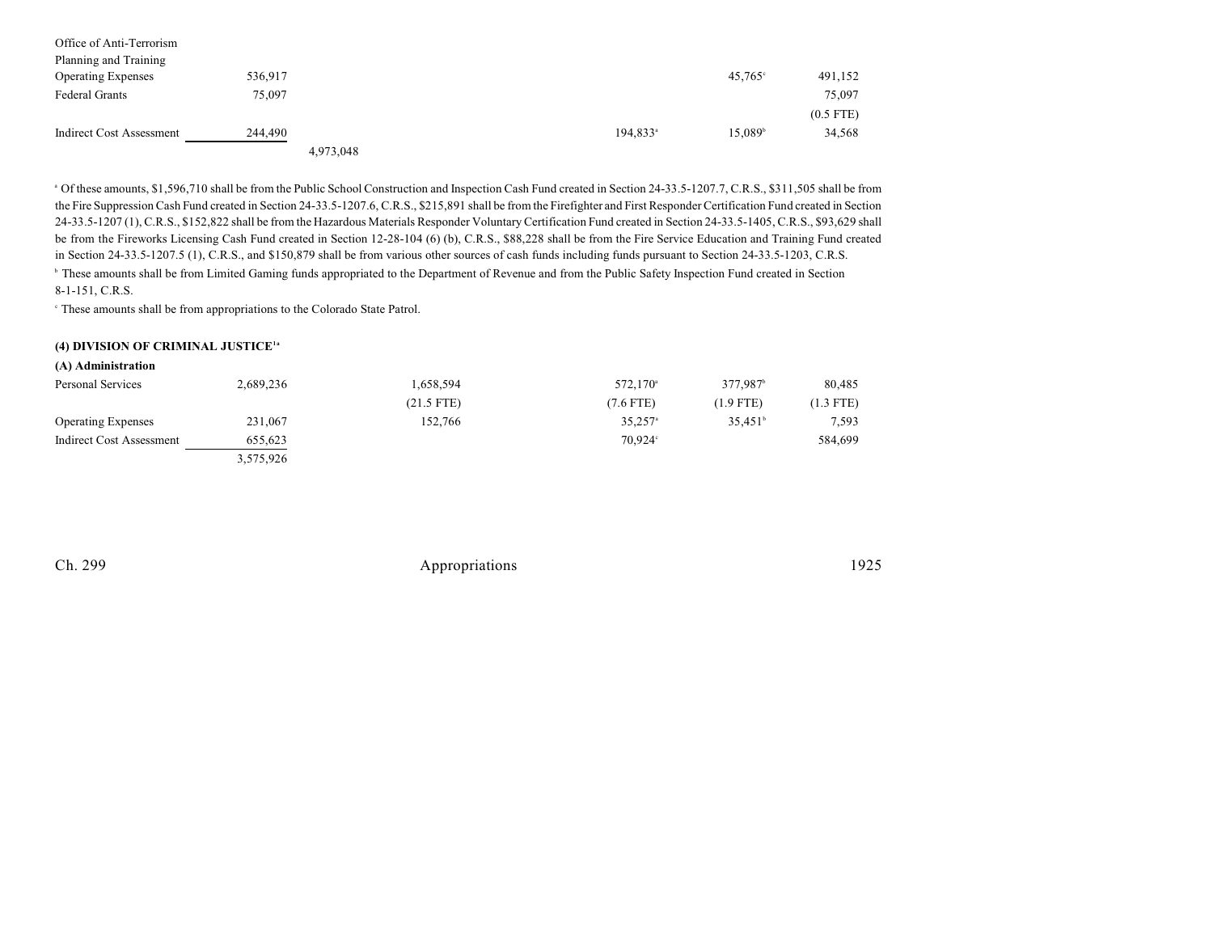| | | | | | |
|---|---|---|---|---|---|
| Office of Anti-Terrorism Planning and Training | | | | | |
| Operating Expenses | 536,917 | | | 45,765[c] | 491,152 |
| Federal Grants | 75,097 | | | | 75,097 |
| | | | | | (0.5 FTE) |
| Indirect Cost Assessment | 244,490 | | 194,833[a] | 15,089[b] | 34,568 |
| | | 4,973,048 | | | |

[a] Of these amounts, $1,596,710 shall be from the Public School Construction and Inspection Cash Fund created in Section 24-33.5-1207.7, C.R.S., $311,505 shall be from the Fire Suppression Cash Fund created in Section 24-33.5-1207.6, C.R.S., $215,891 shall be from the Firefighter and First Responder Certification Fund created in Section 24-33.5-1207 (1), C.R.S., $152,822 shall be from the Hazardous Materials Responder Voluntary Certification Fund created in Section 24-33.5-1405, C.R.S., $93,629 shall be from the Fireworks Licensing Cash Fund created in Section 12-28-104 (6) (b), C.R.S., $88,228 shall be from the Fire Service Education and Training Fund created in Section 24-33.5-1207.5 (1), C.R.S., and $150,879 shall be from various other sources of cash funds including funds pursuant to Section 24-33.5-1203, C.R.S.

[b] These amounts shall be from Limited Gaming funds appropriated to the Department of Revenue and from the Public Safety Inspection Fund created in Section 8-1-151, C.R.S.

[c] These amounts shall be from appropriations to the Colorado State Patrol.

**(4) DIVISION OF CRIMINAL JUSTICE[1a]**

**(A) Administration**

| | | | | | |
|---|---|---|---|---|---|
| Personal Services | 2,689,236 | 1,658,594 | 572,170[a] | 377,987[b] | 80,485 |
| | | (21.5 FTE) | (7.6 FTE) | (1.9 FTE) | (1.3 FTE) |
| Operating Expenses | 231,067 | 152,766 | 35,257[a] | 35,451[b] | 7,593 |
| Indirect Cost Assessment | 655,623 | | 70,924[c] | | 584,699 |
| | 3,575,926 | | | | |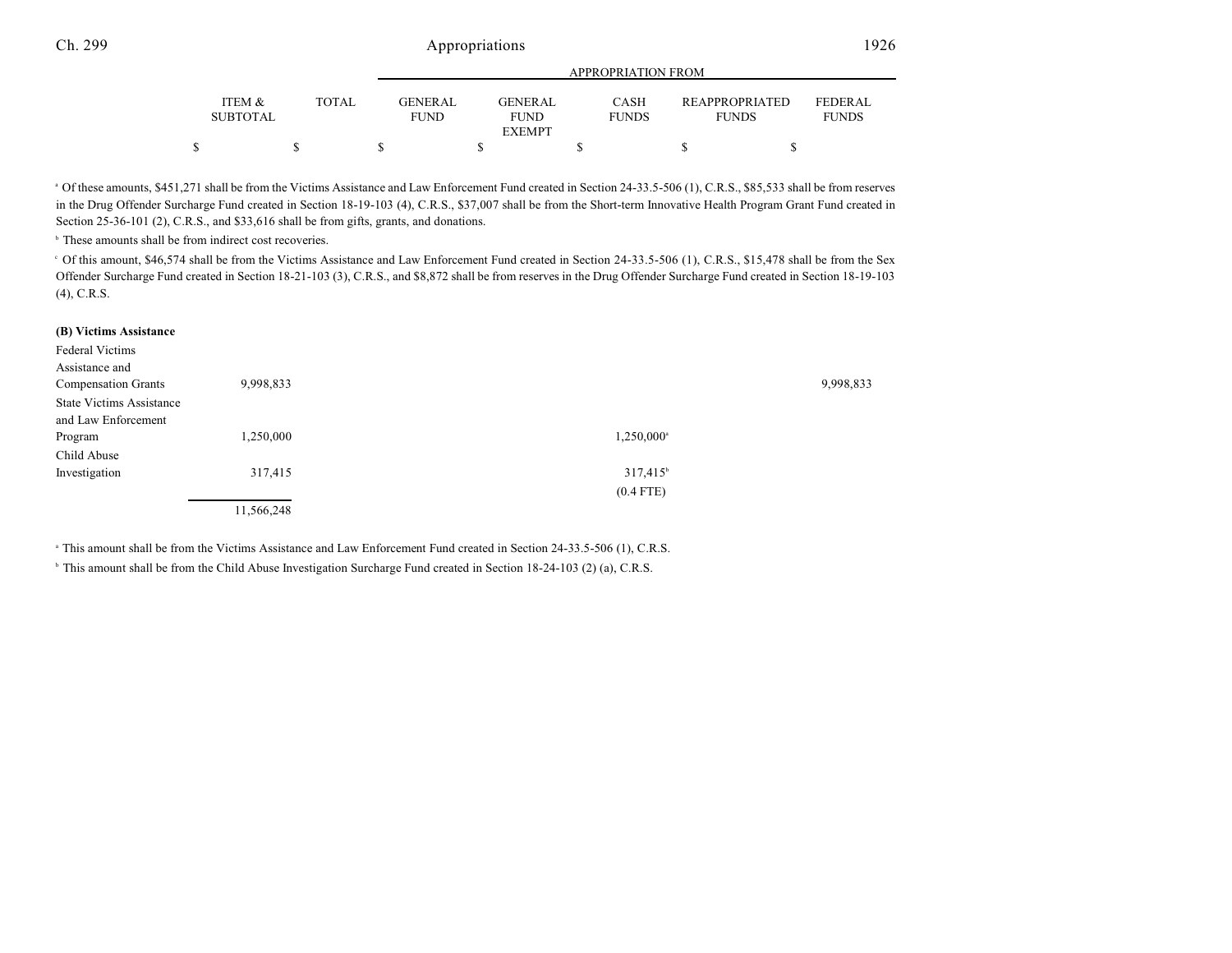| | ITEM & SUBTOTAL | TOTAL | GENERAL FUND | GENERAL FUND EXEMPT | CASH FUNDS | REAPPROPRIATED FUNDS | FEDERAL FUNDS |
|---|---|---|---|---|---|---|---|
| | | | APPROPRIATION FROM | | | | |
| | $ | $ | $ | $ | $ | $ | $ |

[a] Of these amounts, $451,271 shall be from the Victims Assistance and Law Enforcement Fund created in Section 24-33.5-506 (1), C.R.S., $85,533 shall be from reserves in the Drug Offender Surcharge Fund created in Section 18-19-103 (4), C.R.S., $37,007 shall be from the Short-term Innovative Health Program Grant Fund created in Section 25-36-101 (2), C.R.S., and $33,616 shall be from gifts, grants, and donations.

[b] These amounts shall be from indirect cost recoveries.

[c] Of this amount, $46,574 shall be from the Victims Assistance and Law Enforcement Fund created in Section 24-33.5-506 (1), C.R.S., $15,478 shall be from the Sex Offender Surcharge Fund created in Section 18-21-103 (3), C.R.S., and $8,872 shall be from reserves in the Drug Offender Surcharge Fund created in Section 18-19-103 (4), C.R.S.

**(B) Victims Assistance**

| | ITEM & SUBTOTAL | TOTAL | GENERAL FUND | GENERAL FUND EXEMPT | CASH FUNDS | REAPPROPRIATED FUNDS | FEDERAL FUNDS |
|---|---|---|---|---|---|---|---|
| Federal Victims Assistance and Compensation Grants | 9,998,833 | | | | | | 9,998,833 |
| State Victims Assistance and Law Enforcement Program | 1,250,000 | | | | 1,250,000[a] | | |
| Child Abuse Investigation | 317,415 | | | | 317,415[b] | | |
| | | | | | (0.4 FTE) | | |
| | 11,566,248 | | | | | | |

[a] This amount shall be from the Victims Assistance and Law Enforcement Fund created in Section 24-33.5-506 (1), C.R.S.

[b] This amount shall be from the Child Abuse Investigation Surcharge Fund created in Section 18-24-103 (2) (a), C.R.S.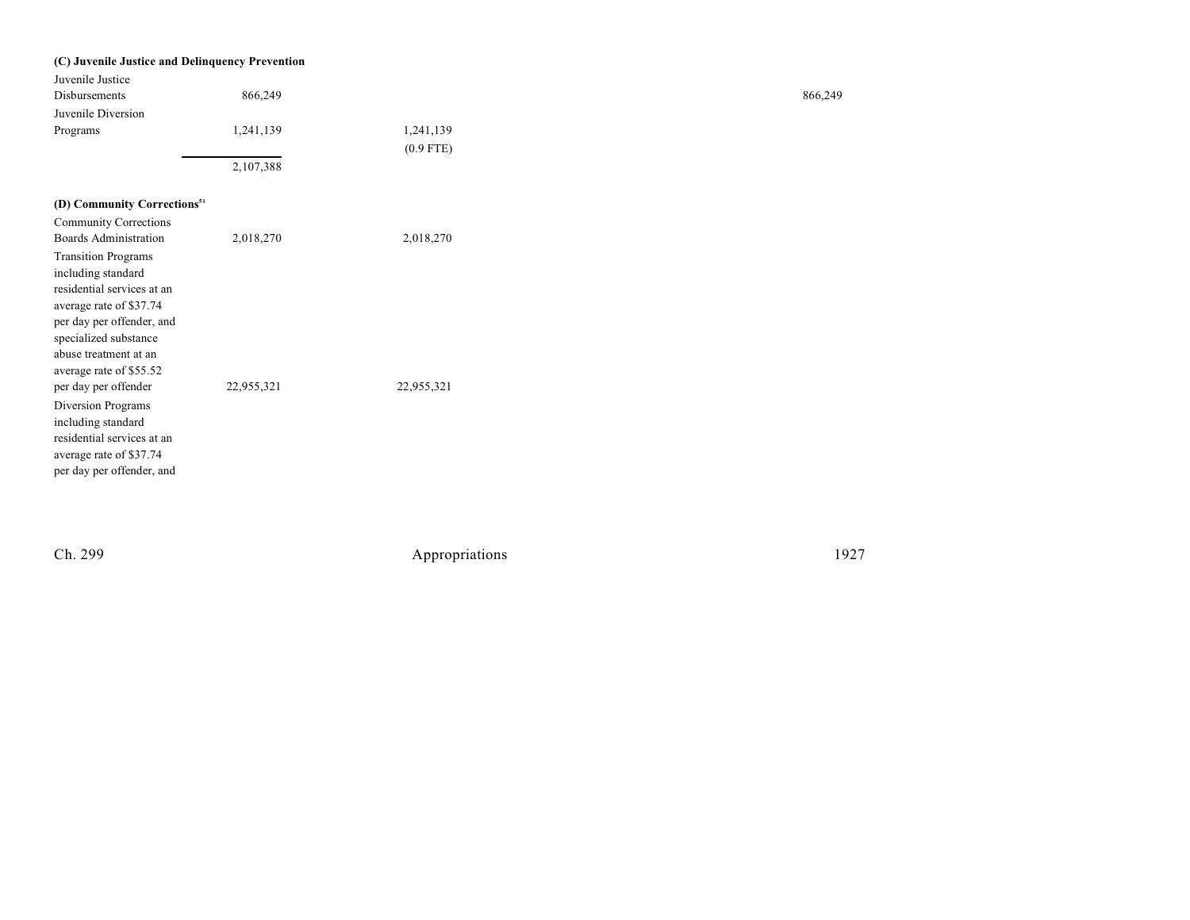**(C) Juvenile Justice and Delinquency Prevention**

| | | | | | | |
|---|---|---|---|---|---|---|
| Juvenile Justice Disbursements | 866,249 | | | | | 866,249 |
| Juvenile Diversion Programs | 1,241,139 | 1,241,139 (0.9 FTE) | | | | |
| | 2,107,388 | | | | | |

**(D) Community Corrections**[51]

| | | | | | | |
|---|---|---|---|---|---|---|
| Community Corrections Boards Administration | 2,018,270 | 2,018,270 | | | | |
| Transition Programs including standard residential services at an average rate of $37.74 per day per offender, and specialized substance abuse treatment at an average rate of $55.52 per day per offender | 22,955,321 | 22,955,321 | | | | |
| Diversion Programs including standard residential services at an average rate of $37.74 per day per offender, and | | | | | | |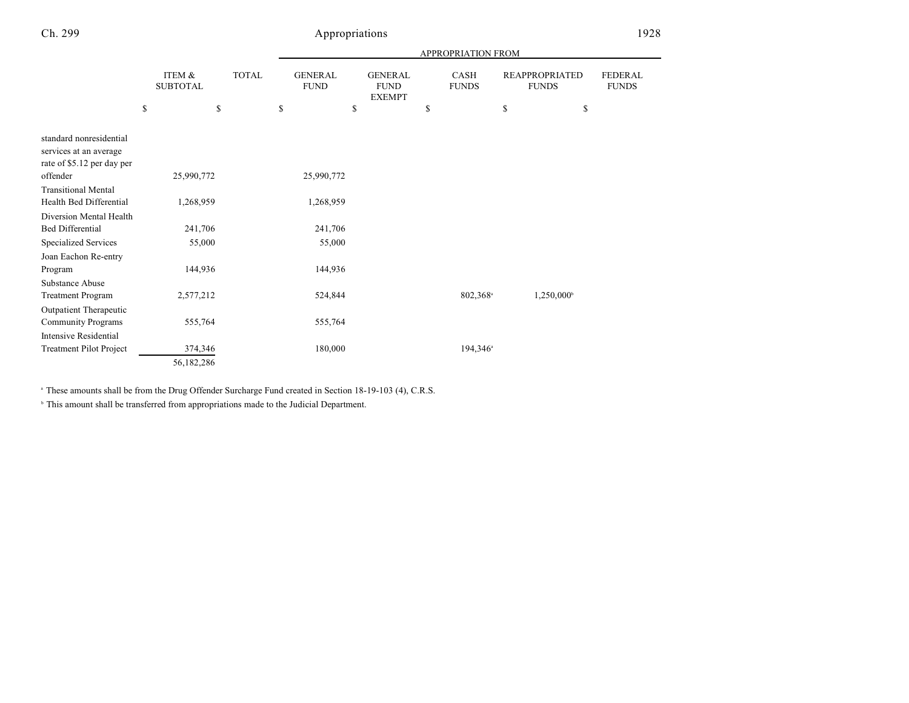| | ITEM & SUBTOTAL | TOTAL | GENERAL FUND | GENERAL FUND EXEMPT | CASH FUNDS | REAPPROPRIATED FUNDS | FEDERAL FUNDS |
|---|---|---|---|---|---|---|---|
| | | | APPROPRIATION FROM | | | | |
| | $ | $ | $ | $ | $ | $ | $ |
| standard nonresidential services at an average rate of $5.12 per day per offender | 25,990,772 | | 25,990,772 | | | | |
| Transitional Mental Health Bed Differential | 1,268,959 | | 1,268,959 | | | | |
| Diversion Mental Health Bed Differential | 241,706 | | 241,706 | | | | |
| Specialized Services | 55,000 | | 55,000 | | | | |
| Joan Eachon Re-entry Program | 144,936 | | 144,936 | | | | |
| Substance Abuse Treatment Program | 2,577,212 | | 524,844 | | 802,368[a] | 1,250,000[b] | |
| Outpatient Therapeutic Community Programs | 555,764 | | 555,764 | | | | |
| Intensive Residential Treatment Pilot Project | 374,346 | | 180,000 | | 194,346[a] | | |
| | 56,182,286 | | | | | | |

[a] These amounts shall be from the Drug Offender Surcharge Fund created in Section 18-19-103 (4), C.R.S.

[b] This amount shall be transferred from appropriations made to the Judicial Department.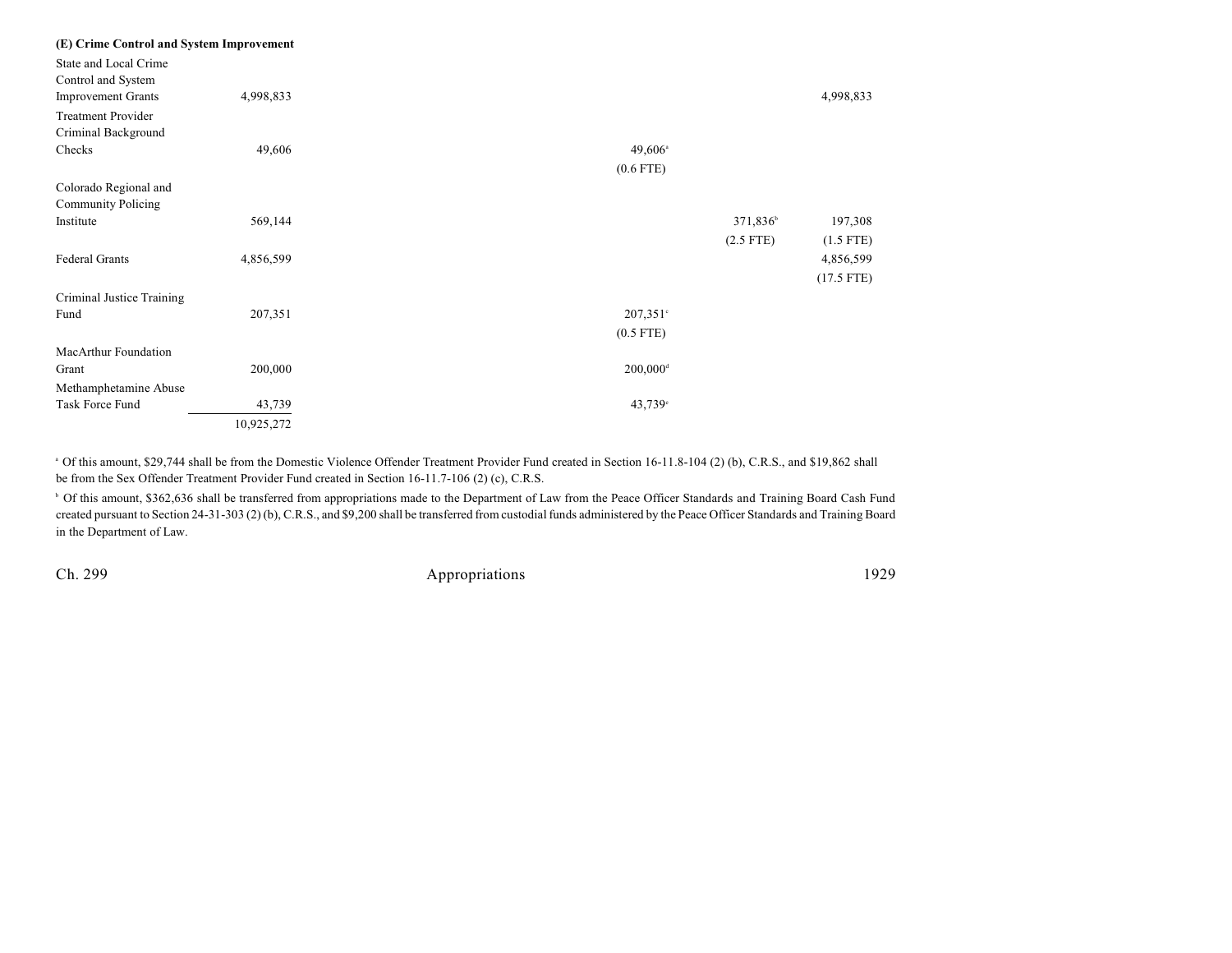**(E) Crime Control and System Improvement**

| | Total | General Fund | General Fund Exempt | Cash Funds | Cash Funds Exempt | Federal Funds |
|---|---|---|---|---|---|---|
| State and Local Crime Control and System Improvement Grants | 4,998,833 | | | | | 4,998,833 |
| Treatment Provider Criminal Background Checks | 49,606 | | | 49,606[a] | | |
| | | | | (0.6 FTE) | | |
| Colorado Regional and Community Policing Institute | 569,144 | | | | 371,836[b] | 197,308 |
| | | | | | (2.5 FTE) | (1.5 FTE) |
| Federal Grants | 4,856,599 | | | | | 4,856,599 |
| | | | | | | (17.5 FTE) |
| Criminal Justice Training Fund | 207,351 | | | 207,351[c] | | |
| | | | | (0.5 FTE) | | |
| MacArthur Foundation Grant | 200,000 | | | 200,000[d] | | |
| Methamphetamine Abuse Task Force Fund | 43,739 | | | 43,739[e] | | |
| | 10,925,272 | | | | | |

[a] Of this amount, $29,744 shall be from the Domestic Violence Offender Treatment Provider Fund created in Section 16-11.8-104 (2) (b), C.R.S., and $19,862 shall be from the Sex Offender Treatment Provider Fund created in Section 16-11.7-106 (2) (c), C.R.S.

[b] Of this amount, $362,636 shall be transferred from appropriations made to the Department of Law from the Peace Officer Standards and Training Board Cash Fund created pursuant to Section 24-31-303 (2) (b), C.R.S., and $9,200 shall be transferred from custodial funds administered by the Peace Officer Standards and Training Board in the Department of Law.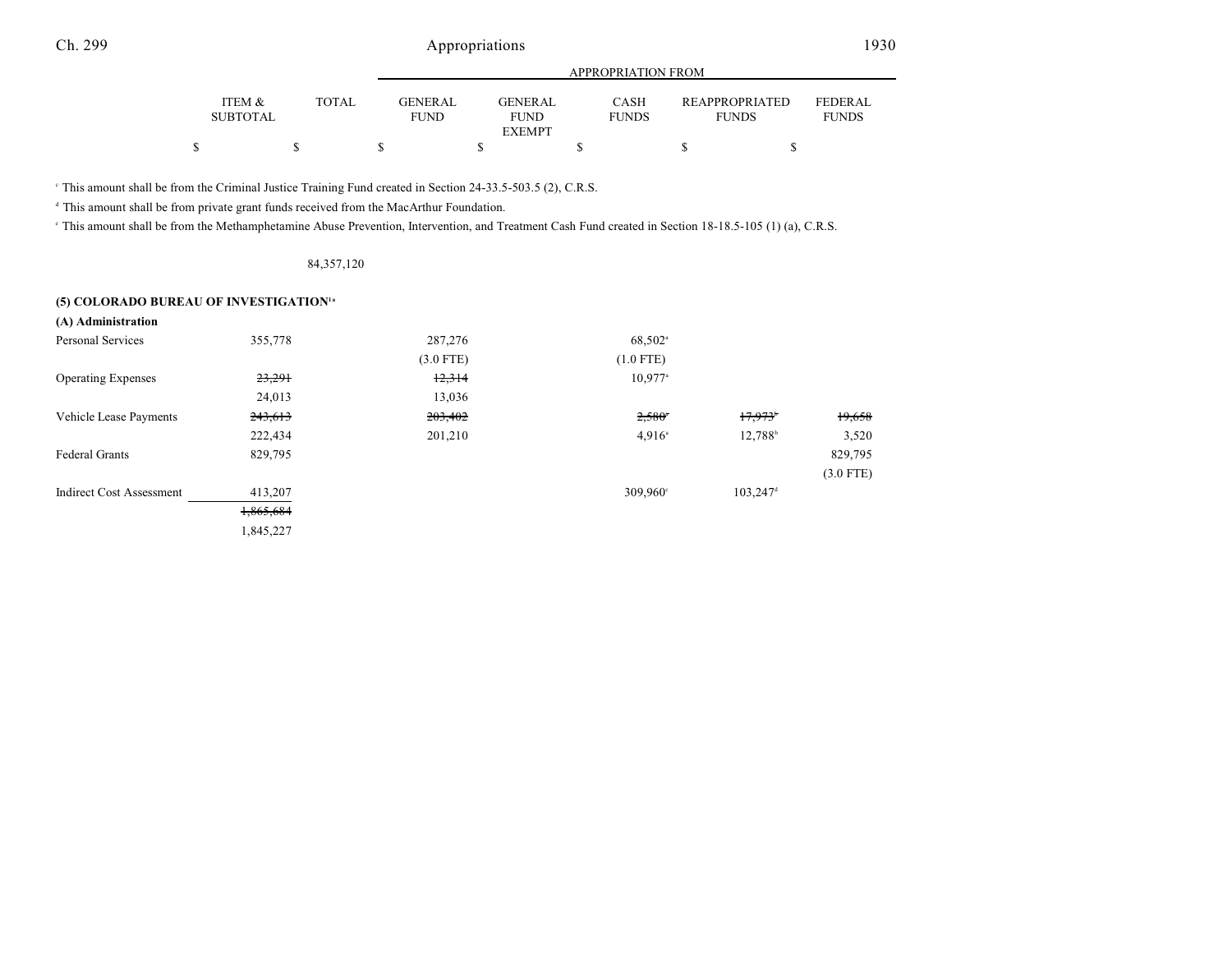| | ITEM & SUBTOTAL | TOTAL | APPROPRIATION FROM GENERAL FUND | GENERAL FUND EXEMPT | CASH FUNDS | REAPPROPRIATED FUNDS | FEDERAL FUNDS |
|---|---|---|---|---|---|---|---|
| | $ | $ | $ | $ | $ | $ | $ |

[c] This amount shall be from the Criminal Justice Training Fund created in Section 24-33.5-503.5 (2), C.R.S.

[d] This amount shall be from private grant funds received from the MacArthur Foundation.

[e] This amount shall be from the Methamphetamine Abuse Prevention, Intervention, and Treatment Cash Fund created in Section 18-18.5-105 (1) (a), C.R.S.

| | | 84,357,120 | | | | | |
|---|---|---|---|---|---|---|---|

**(5) COLORADO BUREAU OF INVESTIGATION[1a]**

**(A) Administration**

| | ITEM & SUBTOTAL | TOTAL | GENERAL FUND | GENERAL FUND EXEMPT | CASH FUNDS | REAPPROPRIATED FUNDS | FEDERAL FUNDS |
|---|---|---|---|---|---|---|---|
| Personal Services | 355,778 | | 287,276 | | 68,502[a] | | |
| | | | (3.0 FTE) | | (1.0 FTE) | | |
| Operating Expenses | ~~23,291~~ | | ~~12,314~~ | | 10,977[a] | | |
| | 24,013 | | 13,036 | | | | |
| Vehicle Lease Payments | ~~243,613~~ | | ~~203,402~~ | | ~~2,580~~[a] | ~~17,973~~[b] | ~~19,658~~ |
| | 222,434 | | 201,210 | | 4,916[a] | 12,788[b] | 3,520 |
| Federal Grants | 829,795 | | | | | | 829,795 |
| | | | | | | | (3.0 FTE) |
| Indirect Cost Assessment | 413,207 | | | | 309,960[c] | 103,247[d] | |
| | ~~1,865,684~~ | | | | | | |
| | 1,845,227 | | | | | | |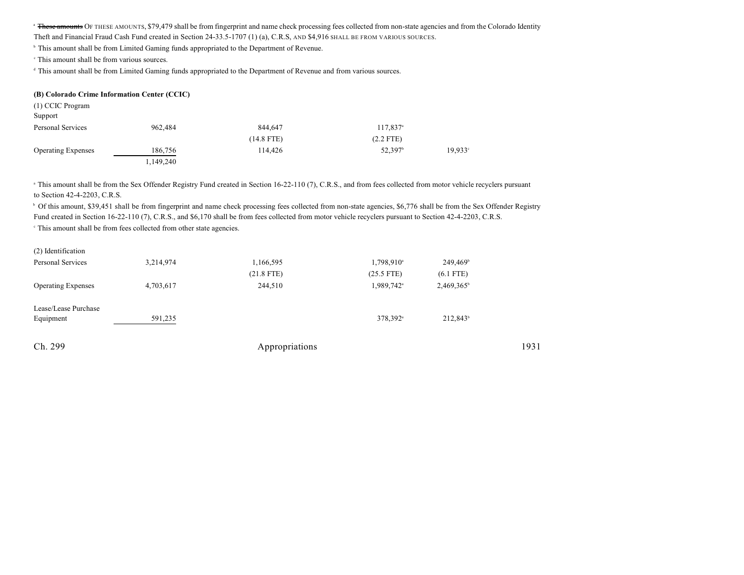[a] ~~These amounts~~ OF THESE AMOUNTS, $79,479 shall be from fingerprint and name check processing fees collected from non-state agencies and from the Colorado Identity Theft and Financial Fraud Cash Fund created in Section 24-33.5-1707 (1) (a), C.R.S, AND $4,916 SHALL BE FROM VARIOUS SOURCES.

[b] This amount shall be from Limited Gaming funds appropriated to the Department of Revenue.

[c] This amount shall be from various sources.

[d] This amount shall be from Limited Gaming funds appropriated to the Department of Revenue and from various sources.

**(B) Colorado Crime Information Center (CCIC)**

| | | | | |
|---|---|---|---|---|
| (1) CCIC Program Support | | | | |
| Personal Services | 962,484 | 844,647 | 117,837[a] | |
| | | (14.8 FTE) | (2.2 FTE) | |
| Operating Expenses | 186,756 | 114,426 | 52,397[b] | 19,933[c] |
| | 1,149,240 | | | |

[a] This amount shall be from the Sex Offender Registry Fund created in Section 16-22-110 (7), C.R.S., and from fees collected from motor vehicle recyclers pursuant to Section 42-4-2203, C.R.S.

[b] Of this amount, $39,451 shall be from fingerprint and name check processing fees collected from non-state agencies, $6,776 shall be from the Sex Offender Registry Fund created in Section 16-22-110 (7), C.R.S., and $6,170 shall be from fees collected from motor vehicle recyclers pursuant to Section 42-4-2203, C.R.S.

[c] This amount shall be from fees collected from other state agencies.

| | | | | |
|---|---|---|---|---|
| (2) Identification | | | | |
| Personal Services | 3,214,974 | 1,166,595 | 1,798,910[a] | 249,469[b] |
| | | (21.8 FTE) | (25.5 FTE) | (6.1 FTE) |
| Operating Expenses | 4,703,617 | 244,510 | 1,989,742[a] | 2,469,365[b] |
| Lease/Lease Purchase Equipment | 591,235 | | 378,392[a] | 212,843[b] |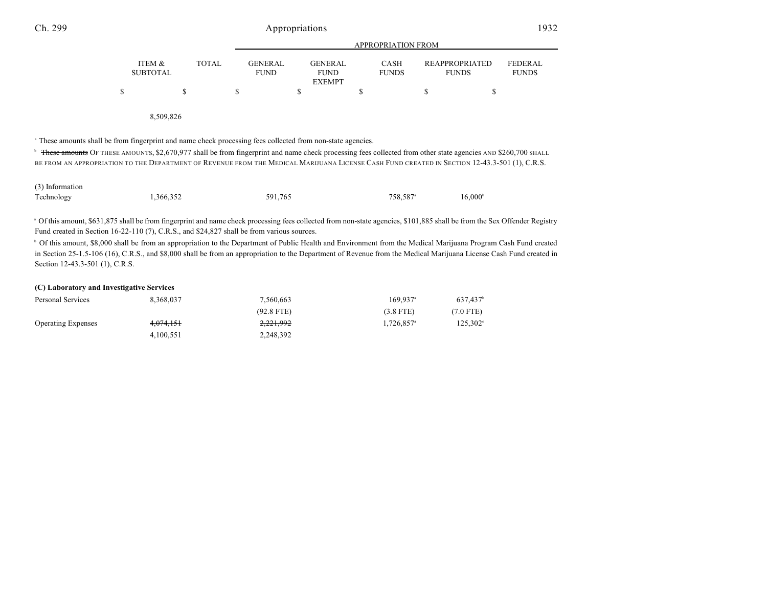| | ITEM & SUBTOTAL | TOTAL | APPROPRIATION FROM GENERAL FUND | GENERAL FUND EXEMPT | CASH FUNDS | REAPPROPRIATED FUNDS | FEDERAL FUNDS |
|---|---|---|---|---|---|---|---|
| | $ | $ | $ | $ | $ | $ | $ |
| | 8,509,826 | | | | | | |

[a] These amounts shall be from fingerprint and name check processing fees collected from non-state agencies.

[b] ~~These amounts~~ OF THESE AMOUNTS, $2,670,977 shall be from fingerprint and name check processing fees collected from other state agencies AND $260,700 SHALL BE FROM AN APPROPRIATION TO THE DEPARTMENT OF REVENUE FROM THE MEDICAL MARIJUANA LICENSE CASH FUND CREATED IN SECTION 12-43.3-501 (1), C.R.S.

| | ITEM & SUBTOTAL | TOTAL | GENERAL FUND | GENERAL FUND EXEMPT | CASH FUNDS | REAPPROPRIATED FUNDS | FEDERAL FUNDS |
|---|---|---|---|---|---|---|---|
| (3) Information Technology | 1,366,352 | | 591,765 | | 758,587[a] | 16,000[b] | |

[a] Of this amount, $631,875 shall be from fingerprint and name check processing fees collected from non-state agencies, $101,885 shall be from the Sex Offender Registry Fund created in Section 16-22-110 (7), C.R.S., and $24,827 shall be from various sources.

[b] Of this amount, $8,000 shall be from an appropriation to the Department of Public Health and Environment from the Medical Marijuana Program Cash Fund created in Section 25-1.5-106 (16), C.R.S., and $8,000 shall be from an appropriation to the Department of Revenue from the Medical Marijuana License Cash Fund created in Section 12-43.3-501 (1), C.R.S.

**(C) Laboratory and Investigative Services**

| | ITEM & SUBTOTAL | TOTAL | GENERAL FUND | GENERAL FUND EXEMPT | CASH FUNDS | REAPPROPRIATED FUNDS | FEDERAL FUNDS |
|---|---|---|---|---|---|---|---|
| Personal Services | 8,368,037 | | 7,560,663 | | 169,937[a] | 637,437[b] | |
| | | | (92.8 FTE) | | (3.8 FTE) | (7.0 FTE) | |
| Operating Expenses | ~~4,074,151~~ | | ~~2,221,992~~ | | 1,726,857[a] | 125,302[c] | |
| | 4,100,551 | | 2,248,392 | | | | |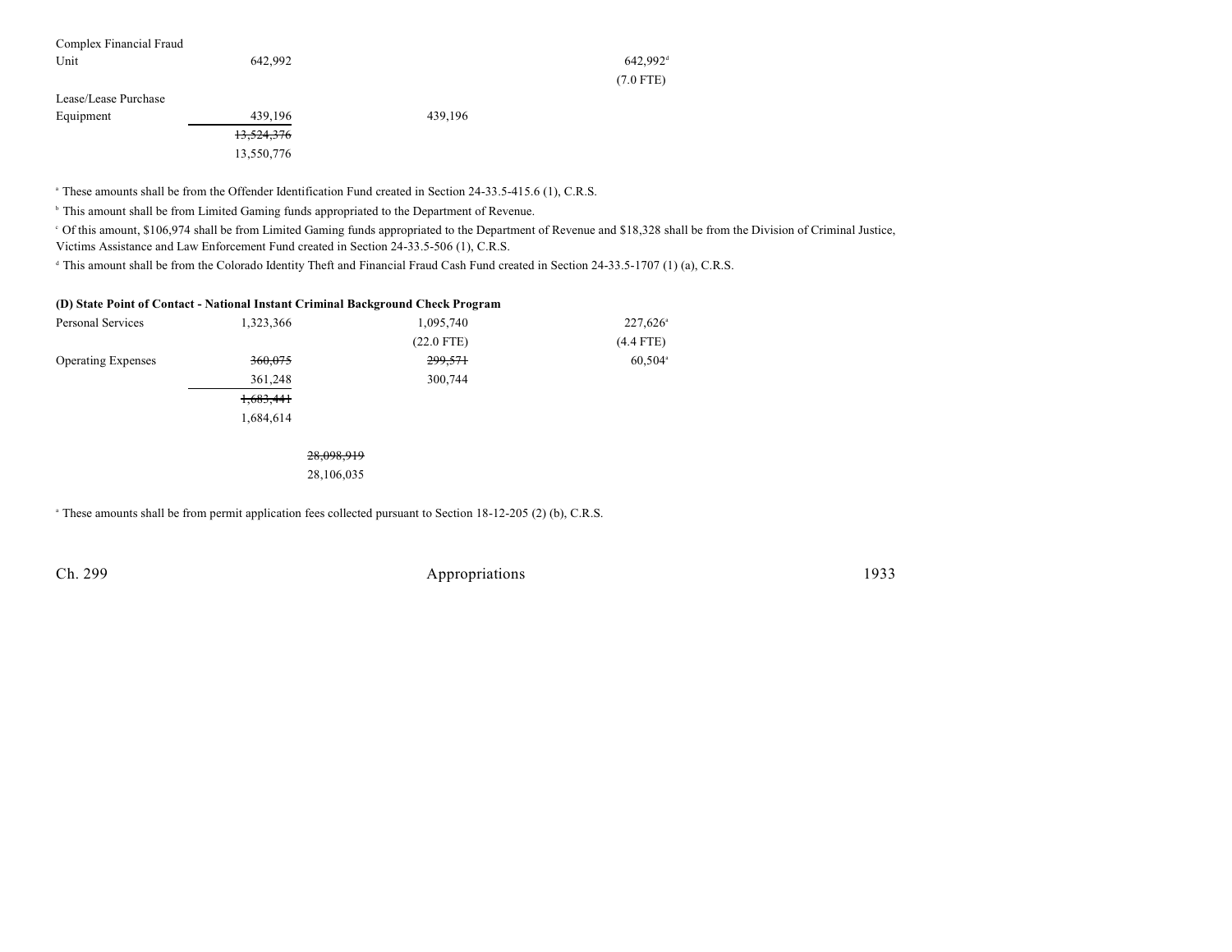| | | | | |
|---|---|---|---|---|
| Complex Financial Fraud Unit | 642,992 | | | 642,992[d] |
| | | | | (7.0 FTE) |
| Lease/Lease Purchase Equipment | 439,196 | | 439,196 | |
| | ~~13,524,376~~ | | | |
| | 13,550,776 | | | |

[a] These amounts shall be from the Offender Identification Fund created in Section 24-33.5-415.6 (1), C.R.S.

[b] This amount shall be from Limited Gaming funds appropriated to the Department of Revenue.

[c] Of this amount, $106,974 shall be from Limited Gaming funds appropriated to the Department of Revenue and $18,328 shall be from the Division of Criminal Justice, Victims Assistance and Law Enforcement Fund created in Section 24-33.5-506 (1), C.R.S.

[d] This amount shall be from the Colorado Identity Theft and Financial Fraud Cash Fund created in Section 24-33.5-1707 (1) (a), C.R.S.

**(D) State Point of Contact - National Instant Criminal Background Check Program**

| | | | | |
|---|---|---|---|---|
| Personal Services | 1,323,366 | | 1,095,740 | 227,626[a] |
| | | | (22.0 FTE) | (4.4 FTE) |
| Operating Expenses | ~~360,075~~ | | ~~299,571~~ | 60,504[a] |
| | 361,248 | | 300,744 | |
| | ~~1,683,441~~ | | | |
| | 1,684,614 | | | |
| | | ~~28,098,919~~ | | |
| | | 28,106,035 | | |

[a] These amounts shall be from permit application fees collected pursuant to Section 18-12-205 (2) (b), C.R.S.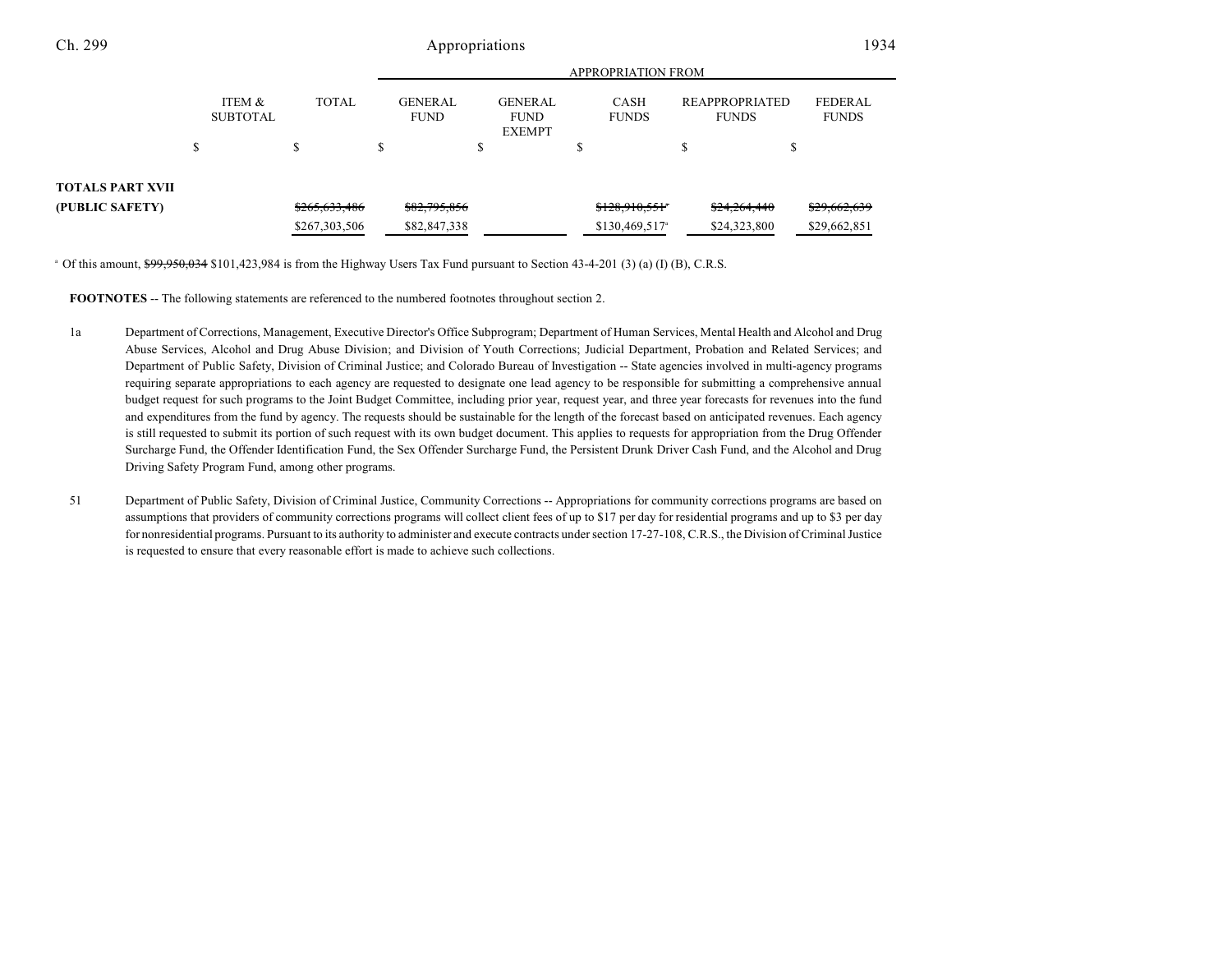| | ITEM & SUBTOTAL | TOTAL | APPROPRIATION FROM GENERAL FUND | GENERAL FUND EXEMPT | CASH FUNDS | REAPPROPRIATED FUNDS | FEDERAL FUNDS |
|---|---|---|---|---|---|---|---|
| | $ | $ | $ | $ | $ | $ | $ |
| **TOTALS PART XVII** | | | | | | | |
| **(PUBLIC SAFETY)** | | ~~$265,633,486~~ | ~~$82,795,856~~ | | ~~$128,910,551~~[a] | ~~$24,264,440~~ | ~~$29,662,639~~ |
| | | $267,303,506 | $82,847,338 | | $130,469,517[a] | $24,323,800 | $29,662,851 |

[a] Of this amount, ~~$99,950,034~~ $101,423,984 is from the Highway Users Tax Fund pursuant to Section 43-4-201 (3) (a) (I) (B), C.R.S.

**FOOTNOTES** -- The following statements are referenced to the numbered footnotes throughout section 2.

1a Department of Corrections, Management, Executive Director's Office Subprogram; Department of Human Services, Mental Health and Alcohol and Drug Abuse Services, Alcohol and Drug Abuse Division; and Division of Youth Corrections; Judicial Department, Probation and Related Services; and Department of Public Safety, Division of Criminal Justice; and Colorado Bureau of Investigation -- State agencies involved in multi-agency programs requiring separate appropriations to each agency are requested to designate one lead agency to be responsible for submitting a comprehensive annual budget request for such programs to the Joint Budget Committee, including prior year, request year, and three year forecasts for revenues into the fund and expenditures from the fund by agency. The requests should be sustainable for the length of the forecast based on anticipated revenues. Each agency is still requested to submit its portion of such request with its own budget document. This applies to requests for appropriation from the Drug Offender Surcharge Fund, the Offender Identification Fund, the Sex Offender Surcharge Fund, the Persistent Drunk Driver Cash Fund, and the Alcohol and Drug Driving Safety Program Fund, among other programs.

51 Department of Public Safety, Division of Criminal Justice, Community Corrections -- Appropriations for community corrections programs are based on assumptions that providers of community corrections programs will collect client fees of up to $17 per day for residential programs and up to $3 per day for nonresidential programs. Pursuant to its authority to administer and execute contracts under section 17-27-108, C.R.S., the Division of Criminal Justice is requested to ensure that every reasonable effort is made to achieve such collections.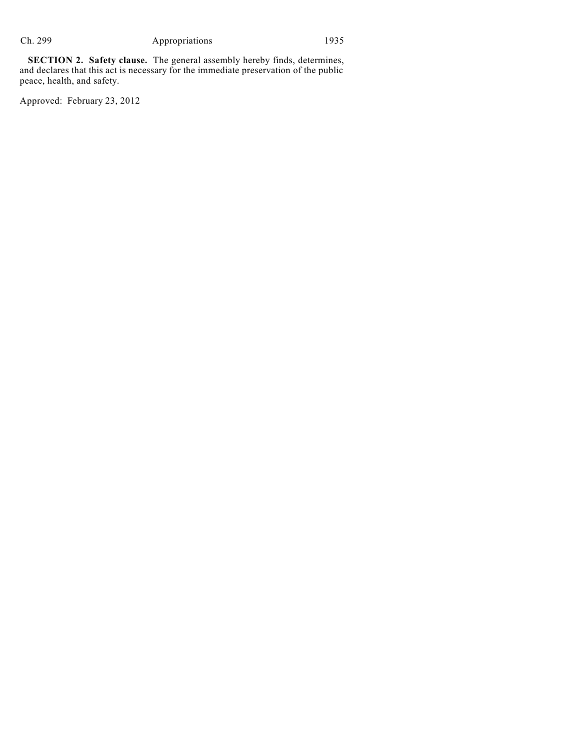**SECTION 2. Safety clause.** The general assembly hereby finds, determines, and declares that this act is necessary for the immediate preservation of the public peace, health, and safety.

Approved: February 23, 2012